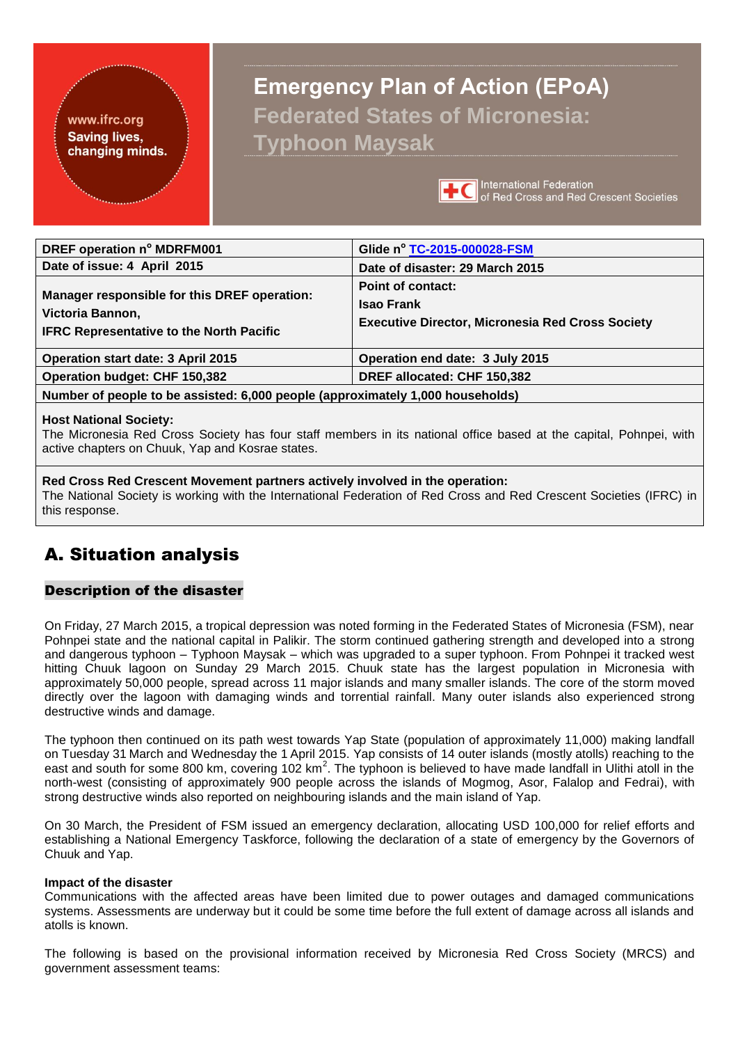www.ifrc.org
Saving lives, changing minds.

# Emergency Plan of Action (EPoA)
## Federated States of Micronesia: Typhoon Maysak

International Federation of Red Cross and Red Crescent Societies

| | |
|---|---|
| **DREF operation n° MDRFM001** | **Glide n° TC-2015-000028-FSM** |
| **Date of issue: 4 April 2015** | **Date of disaster: 29 March 2015** |
| **Manager responsible for this DREF operation: Victoria Bannon, IFRC Representative to the North Pacific** | **Point of contact: Isao Frank Executive Director, Micronesia Red Cross Society** |
| **Operation start date: 3 April 2015** | **Operation end date: 3 July 2015** |
| **Operation budget: CHF 150,382** | **DREF allocated: CHF 150,382** |
| **Number of people to be assisted: 6,000 people (approximately 1,000 households)** | |
| **Host National Society:** The Micronesia Red Cross Society has four staff members in its national office based at the capital, Pohnpei, with active chapters on Chuuk, Yap and Kosrae states. | |
| **Red Cross Red Crescent Movement partners actively involved in the operation:** The National Society is working with the International Federation of Red Cross and Red Crescent Societies (IFRC) in this response. | |

# A. Situation analysis

## Description of the disaster

On Friday, 27 March 2015, a tropical depression was noted forming in the Federated States of Micronesia (FSM), near Pohnpei state and the national capital in Palikir. The storm continued gathering strength and developed into a strong and dangerous typhoon – Typhoon Maysak – which was upgraded to a super typhoon. From Pohnpei it tracked west hitting Chuuk lagoon on Sunday 29 March 2015. Chuuk state has the largest population in Micronesia with approximately 50,000 people, spread across 11 major islands and many smaller islands. The core of the storm moved directly over the lagoon with damaging winds and torrential rainfall. Many outer islands also experienced strong destructive winds and damage.

The typhoon then continued on its path west towards Yap State (population of approximately 11,000) making landfall on Tuesday 31 March and Wednesday the 1 April 2015. Yap consists of 14 outer islands (mostly atolls) reaching to the east and south for some 800 km, covering 102 km$^2$. The typhoon is believed to have made landfall in Ulithi atoll in the north-west (consisting of approximately 900 people across the islands of Mogmog, Asor, Falalop and Fedrai), with strong destructive winds also reported on neighbouring islands and the main island of Yap.

On 30 March, the President of FSM issued an emergency declaration, allocating USD 100,000 for relief efforts and establishing a National Emergency Taskforce, following the declaration of a state of emergency by the Governors of Chuuk and Yap.

**Impact of the disaster**

Communications with the affected areas have been limited due to power outages and damaged communications systems. Assessments are underway but it could be some time before the full extent of damage across all islands and atolls is known.

The following is based on the provisional information received by Micronesia Red Cross Society (MRCS) and government assessment teams: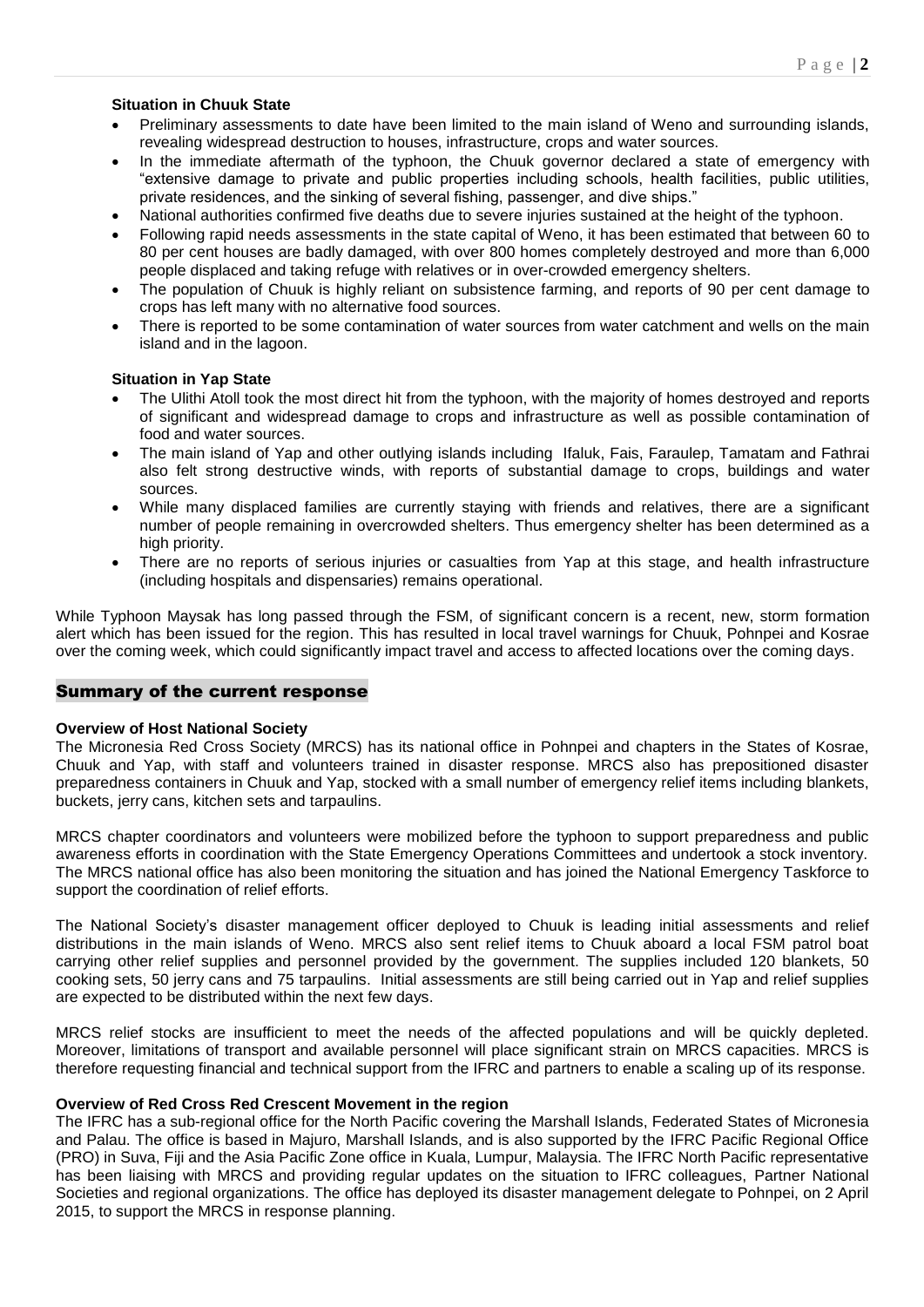**Situation in Chuuk State**

- Preliminary assessments to date have been limited to the main island of Weno and surrounding islands, revealing widespread destruction to houses, infrastructure, crops and water sources.
- In the immediate aftermath of the typhoon, the Chuuk governor declared a state of emergency with "extensive damage to private and public properties including schools, health facilities, public utilities, private residences, and the sinking of several fishing, passenger, and dive ships."
- National authorities confirmed five deaths due to severe injuries sustained at the height of the typhoon.
- Following rapid needs assessments in the state capital of Weno, it has been estimated that between 60 to 80 per cent houses are badly damaged, with over 800 homes completely destroyed and more than 6,000 people displaced and taking refuge with relatives or in over-crowded emergency shelters.
- The population of Chuuk is highly reliant on subsistence farming, and reports of 90 per cent damage to crops has left many with no alternative food sources.
- There is reported to be some contamination of water sources from water catchment and wells on the main island and in the lagoon.

**Situation in Yap State**

- The Ulithi Atoll took the most direct hit from the typhoon, with the majority of homes destroyed and reports of significant and widespread damage to crops and infrastructure as well as possible contamination of food and water sources.
- The main island of Yap and other outlying islands including Ifaluk, Fais, Faraulep, Tamatam and Fathrai also felt strong destructive winds, with reports of substantial damage to crops, buildings and water sources.
- While many displaced families are currently staying with friends and relatives, there are a significant number of people remaining in overcrowded shelters. Thus emergency shelter has been determined as a high priority.
- There are no reports of serious injuries or casualties from Yap at this stage, and health infrastructure (including hospitals and dispensaries) remains operational.

While Typhoon Maysak has long passed through the FSM, of significant concern is a recent, new, storm formation alert which has been issued for the region. This has resulted in local travel warnings for Chuuk, Pohnpei and Kosrae over the coming week, which could significantly impact travel and access to affected locations over the coming days.

## Summary of the current response

**Overview of Host National Society**

The Micronesia Red Cross Society (MRCS) has its national office in Pohnpei and chapters in the States of Kosrae, Chuuk and Yap, with staff and volunteers trained in disaster response. MRCS also has prepositioned disaster preparedness containers in Chuuk and Yap, stocked with a small number of emergency relief items including blankets, buckets, jerry cans, kitchen sets and tarpaulins.

MRCS chapter coordinators and volunteers were mobilized before the typhoon to support preparedness and public awareness efforts in coordination with the State Emergency Operations Committees and undertook a stock inventory. The MRCS national office has also been monitoring the situation and has joined the National Emergency Taskforce to support the coordination of relief efforts.

The National Society's disaster management officer deployed to Chuuk is leading initial assessments and relief distributions in the main islands of Weno. MRCS also sent relief items to Chuuk aboard a local FSM patrol boat carrying other relief supplies and personnel provided by the government. The supplies included 120 blankets, 50 cooking sets, 50 jerry cans and 75 tarpaulins. Initial assessments are still being carried out in Yap and relief supplies are expected to be distributed within the next few days.

MRCS relief stocks are insufficient to meet the needs of the affected populations and will be quickly depleted. Moreover, limitations of transport and available personnel will place significant strain on MRCS capacities. MRCS is therefore requesting financial and technical support from the IFRC and partners to enable a scaling up of its response.

**Overview of Red Cross Red Crescent Movement in the region**

The IFRC has a sub-regional office for the North Pacific covering the Marshall Islands, Federated States of Micronesia and Palau. The office is based in Majuro, Marshall Islands, and is also supported by the IFRC Pacific Regional Office (PRO) in Suva, Fiji and the Asia Pacific Zone office in Kuala, Lumpur, Malaysia. The IFRC North Pacific representative has been liaising with MRCS and providing regular updates on the situation to IFRC colleagues, Partner National Societies and regional organizations. The office has deployed its disaster management delegate to Pohnpei, on 2 April 2015, to support the MRCS in response planning.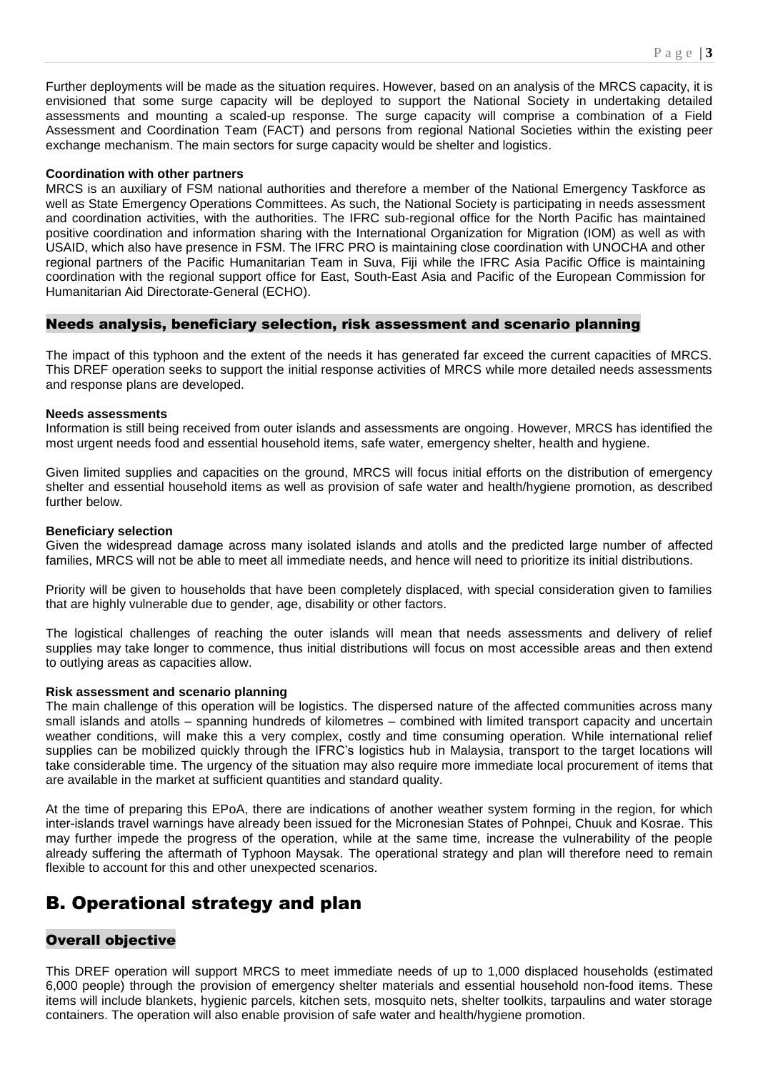Further deployments will be made as the situation requires. However, based on an analysis of the MRCS capacity, it is envisioned that some surge capacity will be deployed to support the National Society in undertaking detailed assessments and mounting a scaled-up response. The surge capacity will comprise a combination of a Field Assessment and Coordination Team (FACT) and persons from regional National Societies within the existing peer exchange mechanism. The main sectors for surge capacity would be shelter and logistics.

**Coordination with other partners**

MRCS is an auxiliary of FSM national authorities and therefore a member of the National Emergency Taskforce as well as State Emergency Operations Committees. As such, the National Society is participating in needs assessment and coordination activities, with the authorities. The IFRC sub-regional office for the North Pacific has maintained positive coordination and information sharing with the International Organization for Migration (IOM) as well as with USAID, which also have presence in FSM. The IFRC PRO is maintaining close coordination with UNOCHA and other regional partners of the Pacific Humanitarian Team in Suva, Fiji while the IFRC Asia Pacific Office is maintaining coordination with the regional support office for East, South-East Asia and Pacific of the European Commission for Humanitarian Aid Directorate-General (ECHO).

## Needs analysis, beneficiary selection, risk assessment and scenario planning

The impact of this typhoon and the extent of the needs it has generated far exceed the current capacities of MRCS. This DREF operation seeks to support the initial response activities of MRCS while more detailed needs assessments and response plans are developed.

**Needs assessments**

Information is still being received from outer islands and assessments are ongoing. However, MRCS has identified the most urgent needs food and essential household items, safe water, emergency shelter, health and hygiene.

Given limited supplies and capacities on the ground, MRCS will focus initial efforts on the distribution of emergency shelter and essential household items as well as provision of safe water and health/hygiene promotion, as described further below.

**Beneficiary selection**

Given the widespread damage across many isolated islands and atolls and the predicted large number of affected families, MRCS will not be able to meet all immediate needs, and hence will need to prioritize its initial distributions.

Priority will be given to households that have been completely displaced, with special consideration given to families that are highly vulnerable due to gender, age, disability or other factors.

The logistical challenges of reaching the outer islands will mean that needs assessments and delivery of relief supplies may take longer to commence, thus initial distributions will focus on most accessible areas and then extend to outlying areas as capacities allow.

**Risk assessment and scenario planning**

The main challenge of this operation will be logistics. The dispersed nature of the affected communities across many small islands and atolls – spanning hundreds of kilometres – combined with limited transport capacity and uncertain weather conditions, will make this a very complex, costly and time consuming operation. While international relief supplies can be mobilized quickly through the IFRC's logistics hub in Malaysia, transport to the target locations will take considerable time. The urgency of the situation may also require more immediate local procurement of items that are available in the market at sufficient quantities and standard quality.

At the time of preparing this EPoA, there are indications of another weather system forming in the region, for which inter-islands travel warnings have already been issued for the Micronesian States of Pohnpei, Chuuk and Kosrae. This may further impede the progress of the operation, while at the same time, increase the vulnerability of the people already suffering the aftermath of Typhoon Maysak. The operational strategy and plan will therefore need to remain flexible to account for this and other unexpected scenarios.

# B. Operational strategy and plan

## Overall objective

This DREF operation will support MRCS to meet immediate needs of up to 1,000 displaced households (estimated 6,000 people) through the provision of emergency shelter materials and essential household non-food items. These items will include blankets, hygienic parcels, kitchen sets, mosquito nets, shelter toolkits, tarpaulins and water storage containers. The operation will also enable provision of safe water and health/hygiene promotion.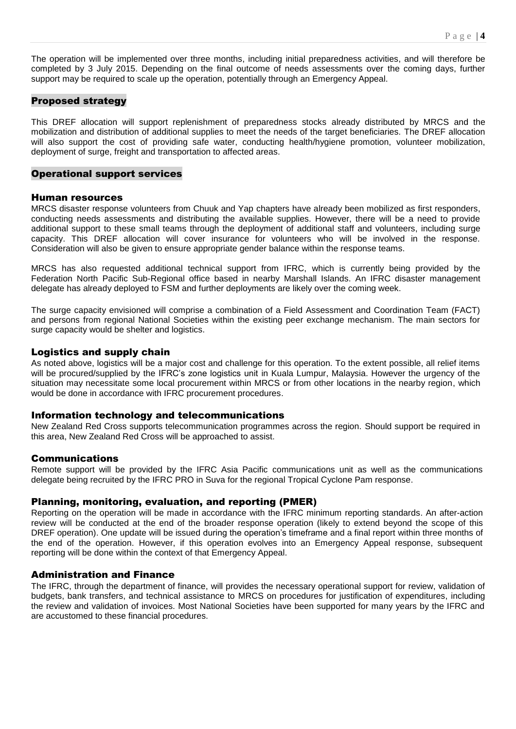The operation will be implemented over three months, including initial preparedness activities, and will therefore be completed by 3 July 2015. Depending on the final outcome of needs assessments over the coming days, further support may be required to scale up the operation, potentially through an Emergency Appeal.

## Proposed strategy

This DREF allocation will support replenishment of preparedness stocks already distributed by MRCS and the mobilization and distribution of additional supplies to meet the needs of the target beneficiaries. The DREF allocation will also support the cost of providing safe water, conducting health/hygiene promotion, volunteer mobilization, deployment of surge, freight and transportation to affected areas.

## Operational support services

### Human resources

MRCS disaster response volunteers from Chuuk and Yap chapters have already been mobilized as first responders, conducting needs assessments and distributing the available supplies. However, there will be a need to provide additional support to these small teams through the deployment of additional staff and volunteers, including surge capacity. This DREF allocation will cover insurance for volunteers who will be involved in the response. Consideration will also be given to ensure appropriate gender balance within the response teams.

MRCS has also requested additional technical support from IFRC, which is currently being provided by the Federation North Pacific Sub-Regional office based in nearby Marshall Islands. An IFRC disaster management delegate has already deployed to FSM and further deployments are likely over the coming week.

The surge capacity envisioned will comprise a combination of a Field Assessment and Coordination Team (FACT) and persons from regional National Societies within the existing peer exchange mechanism. The main sectors for surge capacity would be shelter and logistics.

### Logistics and supply chain

As noted above, logistics will be a major cost and challenge for this operation. To the extent possible, all relief items will be procured/supplied by the IFRC's zone logistics unit in Kuala Lumpur, Malaysia. However the urgency of the situation may necessitate some local procurement within MRCS or from other locations in the nearby region, which would be done in accordance with IFRC procurement procedures.

### Information technology and telecommunications

New Zealand Red Cross supports telecommunication programmes across the region. Should support be required in this area, New Zealand Red Cross will be approached to assist.

### Communications

Remote support will be provided by the IFRC Asia Pacific communications unit as well as the communications delegate being recruited by the IFRC PRO in Suva for the regional Tropical Cyclone Pam response.

### Planning, monitoring, evaluation, and reporting (PMER)

Reporting on the operation will be made in accordance with the IFRC minimum reporting standards. An after-action review will be conducted at the end of the broader response operation (likely to extend beyond the scope of this DREF operation). One update will be issued during the operation's timeframe and a final report within three months of the end of the operation. However, if this operation evolves into an Emergency Appeal response, subsequent reporting will be done within the context of that Emergency Appeal.

### Administration and Finance

The IFRC, through the department of finance, will provides the necessary operational support for review, validation of budgets, bank transfers, and technical assistance to MRCS on procedures for justification of expenditures, including the review and validation of invoices. Most National Societies have been supported for many years by the IFRC and are accustomed to these financial procedures.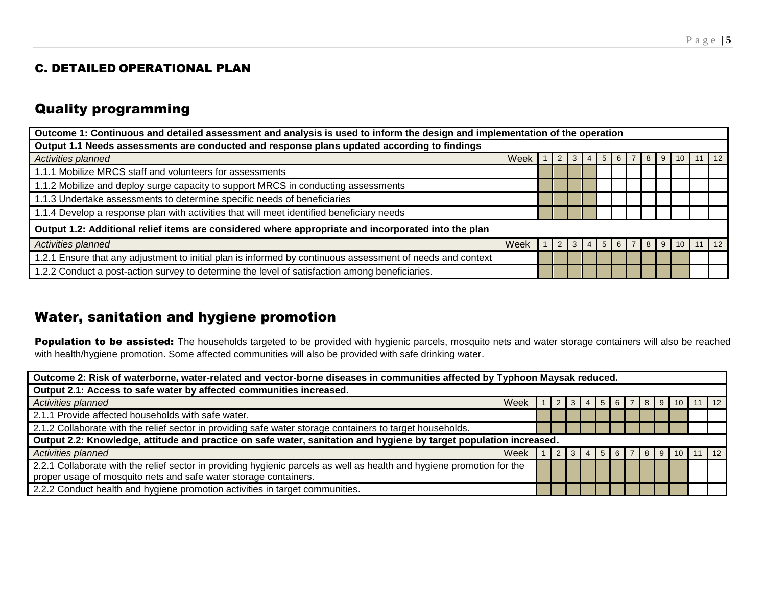## C. DETAILED OPERATIONAL PLAN

## Quality programming

| Outcome 1: Continuous and detailed assessment and analysis is used to inform the design and implementation of the operation | | | | | | | | | | | | |
|---|---|---|---|---|---|---|---|---|---|---|---|---|
| **Output 1.1 Needs assessments are conducted and response plans updated according to findings** | | | | | | | | | | | | |
| *Activities planned* Week | 1 | 2 | 3 | 4 | 5 | 6 | 7 | 8 | 9 | 10 | 11 | 12 |
| 1.1.1 Mobilize MRCS staff and volunteers for assessments | | | | | | | | | | | | |
| 1.1.2 Mobilize and deploy surge capacity to support MRCS in conducting assessments | | | | | | | | | | | | |
| 1.1.3 Undertake assessments to determine specific needs of beneficiaries | | | | | | | | | | | | |
| 1.1.4 Develop a response plan with activities that will meet identified beneficiary needs | | | | | | | | | | | | |
| **Output 1.2: Additional relief items are considered where appropriate and incorporated into the plan** | | | | | | | | | | | | |
| *Activities planned* Week | 1 | 2 | 3 | 4 | 5 | 6 | 7 | 8 | 9 | 10 | 11 | 12 |
| 1.2.1 Ensure that any adjustment to initial plan is informed by continuous assessment of needs and context | | | | | | | | | | | | |
| 1.2.2 Conduct a post-action survey to determine the level of satisfaction among beneficiaries. | | | | | | | | | | | | |

## Water, sanitation and hygiene promotion

**Population to be assisted:** The households targeted to be provided with hygienic parcels, mosquito nets and water storage containers will also be reached with health/hygiene promotion. Some affected communities will also be provided with safe drinking water.

| Outcome 2: Risk of waterborne, water-related and vector-borne diseases in communities affected by Typhoon Maysak reduced. | | | | | | | | | | | | |
|---|---|---|---|---|---|---|---|---|---|---|---|---|
| **Output 2.1: Access to safe water by affected communities increased.** | | | | | | | | | | | | |
| *Activities planned* Week | 1 | 2 | 3 | 4 | 5 | 6 | 7 | 8 | 9 | 10 | 11 | 12 |
| 2.1.1 Provide affected households with safe water. | | | | | | | | | | | | |
| 2.1.2 Collaborate with the relief sector in providing safe water storage containers to target households. | | | | | | | | | | | | |
| **Output 2.2: Knowledge, attitude and practice on safe water, sanitation and hygiene by target population increased.** | | | | | | | | | | | | |
| *Activities planned* Week | 1 | 2 | 3 | 4 | 5 | 6 | 7 | 8 | 9 | 10 | 11 | 12 |
| 2.2.1 Collaborate with the relief sector in providing hygienic parcels as well as health and hygiene promotion for the proper usage of mosquito nets and safe water storage containers. | | | | | | | | | | | | |
| 2.2.2 Conduct health and hygiene promotion activities in target communities. | | | | | | | | | | | | |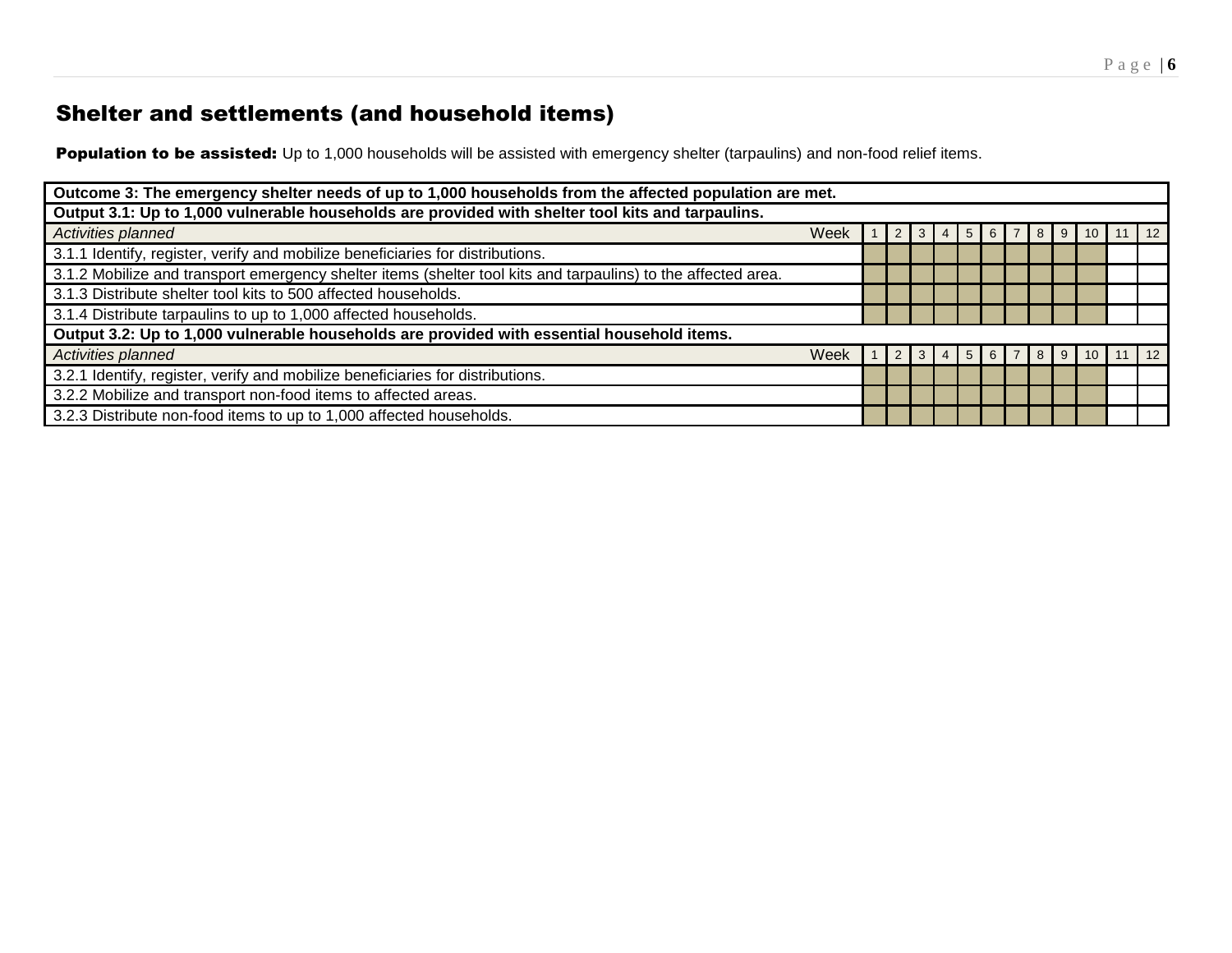## Shelter and settlements (and household items)

**Population to be assisted:** Up to 1,000 households will be assisted with emergency shelter (tarpaulins) and non-food relief items.

| Outcome 3: The emergency shelter needs of up to 1,000 households from the affected population are met. | | | | | | | | | | | | |
|---|---|---|---|---|---|---|---|---|---|---|---|---|
| **Output 3.1: Up to 1,000 vulnerable households are provided with shelter tool kits and tarpaulins.** | | | | | | | | | | | | |
| *Activities planned* Week | 1 | 2 | 3 | 4 | 5 | 6 | 7 | 8 | 9 | 10 | 11 | 12 |
| 3.1.1 Identify, register, verify and mobilize beneficiaries for distributions. | X | X | X | X | X | X | X | X | X | X | | |
| 3.1.2 Mobilize and transport emergency shelter items (shelter tool kits and tarpaulins) to the affected area. | X | X | X | X | X | X | X | X | X | X | | |
| 3.1.3 Distribute shelter tool kits to 500 affected households. | X | X | X | X | X | X | X | X | X | X | | |
| 3.1.4 Distribute tarpaulins to up to 1,000 affected households. | X | X | X | X | X | X | X | X | X | X | | |
| **Output 3.2: Up to 1,000 vulnerable households are provided with essential household items.** | | | | | | | | | | | | |
| *Activities planned* Week | 1 | 2 | 3 | 4 | 5 | 6 | 7 | 8 | 9 | 10 | 11 | 12 |
| 3.2.1 Identify, register, verify and mobilize beneficiaries for distributions. | X | X | X | X | X | X | X | X | X | X | | |
| 3.2.2 Mobilize and transport non-food items to affected areas. | X | X | X | X | X | X | X | X | X | X | | |
| 3.2.3 Distribute non-food items to up to 1,000 affected households. | X | X | X | X | X | X | X | X | X | X | | |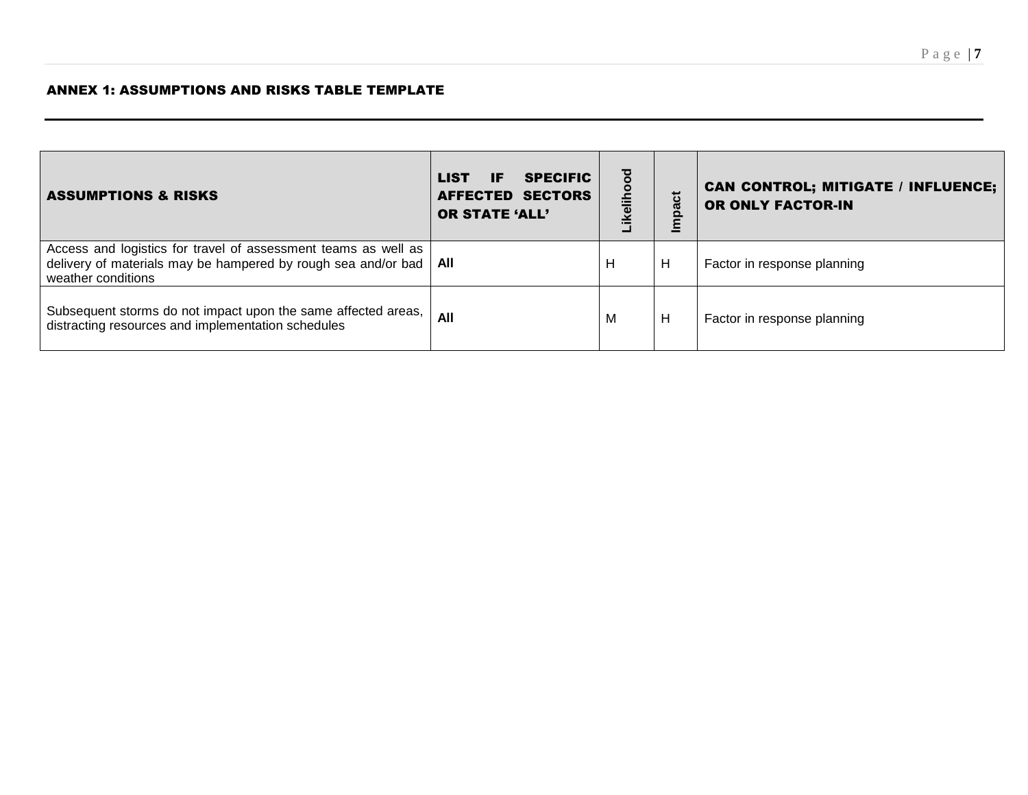## ANNEX 1: ASSUMPTIONS AND RISKS TABLE TEMPLATE

| ASSUMPTIONS & RISKS | LIST IF SPECIFIC AFFECTED SECTORS OR STATE 'ALL' | Likelihood | Impact | CAN CONTROL; MITIGATE / INFLUENCE; OR ONLY FACTOR-IN |
|---|---|---|---|---|
| Access and logistics for travel of assessment teams as well as delivery of materials may be hampered by rough sea and/or bad weather conditions | **All** | H | H | Factor in response planning |
| Subsequent storms do not impact upon the same affected areas, distracting resources and implementation schedules | **All** | M | H | Factor in response planning |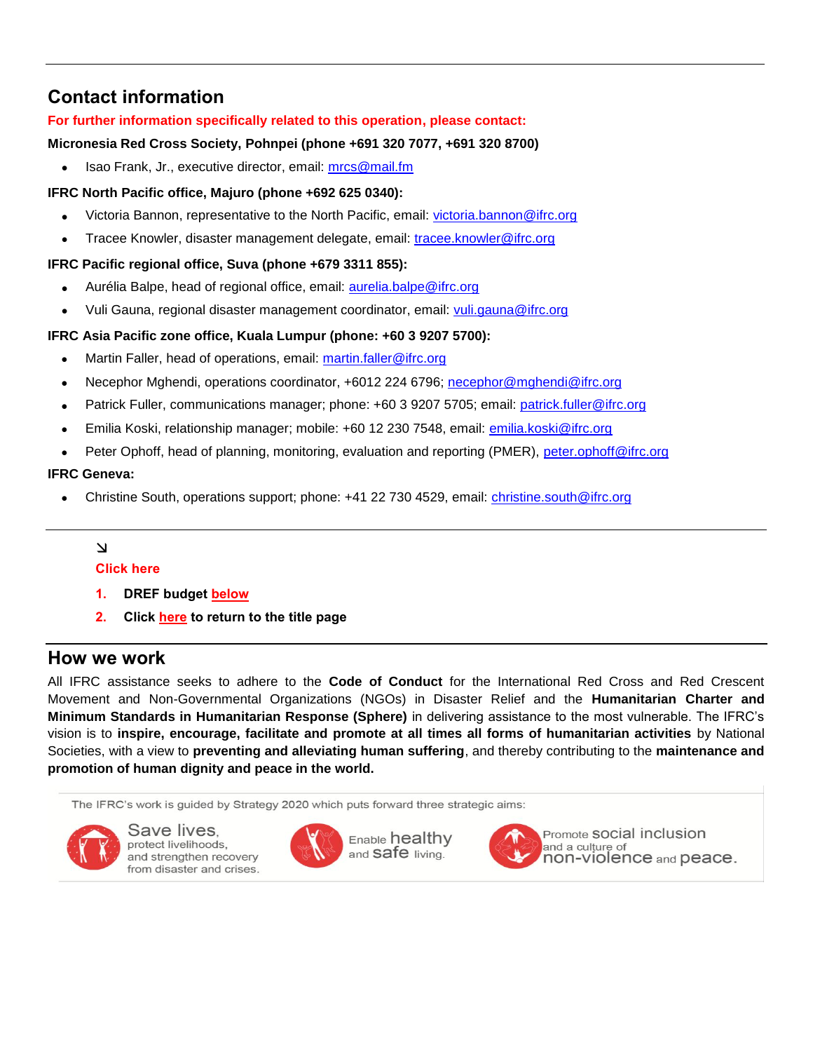## Contact information

**For further information specifically related to this operation, please contact:**

**Micronesia Red Cross Society, Pohnpei (phone +691 320 7077, +691 320 8700)**

- Isao Frank, Jr., executive director, email: mrcs@mail.fm

**IFRC North Pacific office, Majuro (phone +692 625 0340):**

- Victoria Bannon, representative to the North Pacific, email: victoria.bannon@ifrc.org
- Tracee Knowler, disaster management delegate, email: tracee.knowler@ifrc.org

**IFRC Pacific regional office, Suva (phone +679 3311 855):**

- Aurélia Balpe, head of regional office, email: aurelia.balpe@ifrc.org
- Vuli Gauna, regional disaster management coordinator, email: vuli.gauna@ifrc.org

**IFRC Asia Pacific zone office, Kuala Lumpur (phone: +60 3 9207 5700):**

- Martin Faller, head of operations, email: martin.faller@ifrc.org
- Necephor Mghendi, operations coordinator, +6012 224 6796; necephor@mghendi@ifrc.org
- Patrick Fuller, communications manager; phone: +60 3 9207 5705; email: patrick.fuller@ifrc.org
- Emilia Koski, relationship manager; mobile: +60 12 230 7548, email: emilia.koski@ifrc.org
- Peter Ophoff, head of planning, monitoring, evaluation and reporting (PMER), peter.ophoff@ifrc.org

**IFRC Geneva:**

- Christine South, operations support; phone: +41 22 730 4529, email: christine.south@ifrc.org

---

↘

**Click here**

1. **DREF budget below**
2. **Click here to return to the title page**

---

## How we work

All IFRC assistance seeks to adhere to the **Code of Conduct** for the International Red Cross and Red Crescent Movement and Non-Governmental Organizations (NGOs) in Disaster Relief and the **Humanitarian Charter and Minimum Standards in Humanitarian Response (Sphere)** in delivering assistance to the most vulnerable. The IFRC's vision is to **inspire, encourage, facilitate and promote at all times all forms of humanitarian activities** by National Societies, with a view to **preventing and alleviating human suffering**, and thereby contributing to the **maintenance and promotion of human dignity and peace in the world.**

The IFRC's work is guided by Strategy 2020 which puts forward three strategic aims:

- Save lives, protect livelihoods, and strengthen recovery from disaster and crises.
- Enable healthy and safe living.
- Promote social inclusion and a culture of non-violence and peace.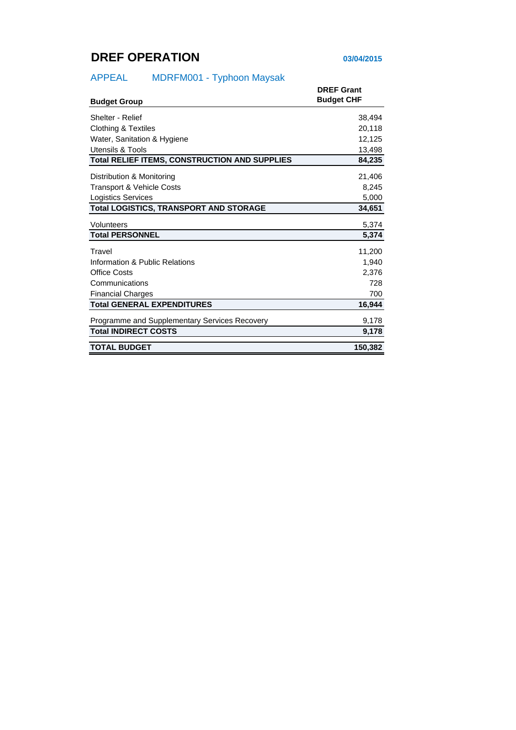# DREF OPERATION

03/04/2015

APPEAL MDRFM001 - Typhoon Maysak

| Budget Group | DREF Grant Budget CHF |
|---|---|
| Shelter - Relief | 38,494 |
| Clothing & Textiles | 20,118 |
| Water, Sanitation & Hygiene | 12,125 |
| Utensils & Tools | 13,498 |
| **Total RELIEF ITEMS, CONSTRUCTION AND SUPPLIES** | **84,235** |
| Distribution & Monitoring | 21,406 |
| Transport & Vehicle Costs | 8,245 |
| Logistics Services | 5,000 |
| **Total LOGISTICS, TRANSPORT AND STORAGE** | **34,651** |
| Volunteers | 5,374 |
| **Total PERSONNEL** | **5,374** |
| Travel | 11,200 |
| Information & Public Relations | 1,940 |
| Office Costs | 2,376 |
| Communications | 728 |
| Financial Charges | 700 |
| **Total GENERAL EXPENDITURES** | **16,944** |
| Programme and Supplementary Services Recovery | 9,178 |
| **Total INDIRECT COSTS** | **9,178** |
| **TOTAL BUDGET** | **150,382** |